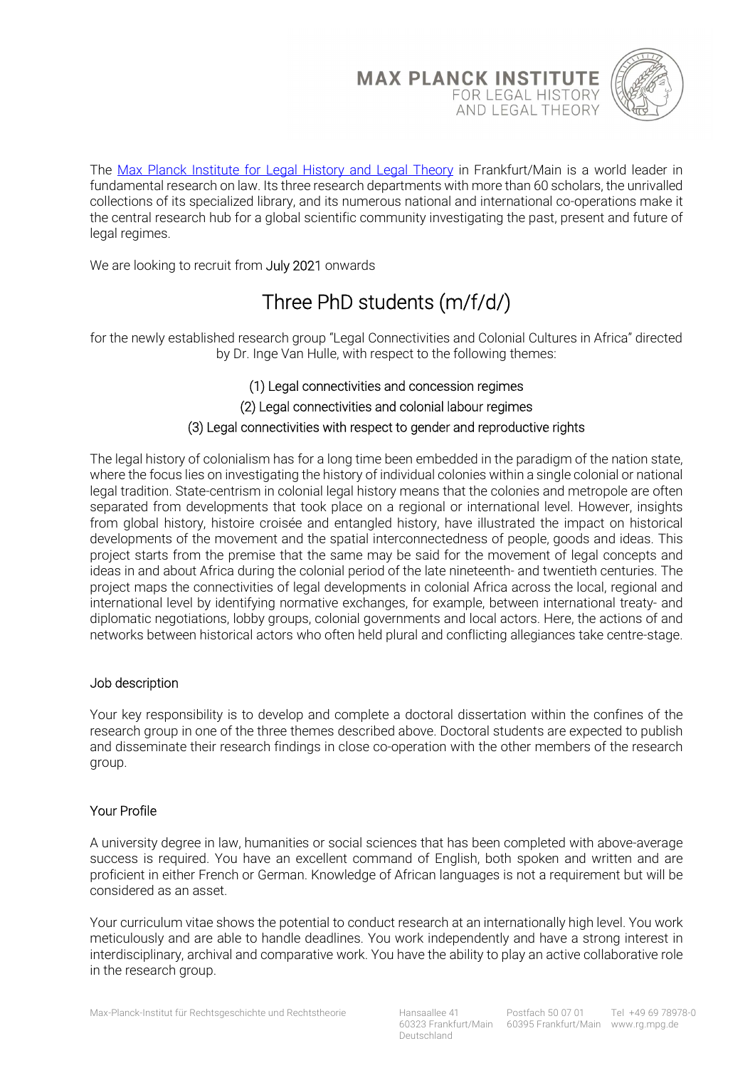# MAX PLANCK INSTITUTE FOR LEGAL HISTORY AND LEGAL THEORY

The [Max Planck Institute for Legal History and Legal Theory](#) in Frankfurt/Main is a world leader in fundamental research on law. Its three research departments with more than 60 scholars, the unrivalled collections of its specialized library, and its numerous national and international co-operations make it the central research hub for a global scientific community investigating the past, present and future of legal regimes.

We are looking to recruit from July 2021 onwards

## Three PhD students (m/f/d/)

for the newly established research group "Legal Connectivities and Colonial Cultures in Africa" directed by Dr. Inge Van Hulle, with respect to the following themes:

(1) Legal connectivities and concession regimes

(2) Legal connectivities and colonial labour regimes

(3) Legal connectivities with respect to gender and reproductive rights

The legal history of colonialism has for a long time been embedded in the paradigm of the nation state, where the focus lies on investigating the history of individual colonies within a single colonial or national legal tradition. State-centrism in colonial legal history means that the colonies and metropole are often separated from developments that took place on a regional or international level. However, insights from global history, histoire croisée and entangled history, have illustrated the impact on historical developments of the movement and the spatial interconnectedness of people, goods and ideas. This project starts from the premise that the same may be said for the movement of legal concepts and ideas in and about Africa during the colonial period of the late nineteenth- and twentieth centuries. The project maps the connectivities of legal developments in colonial Africa across the local, regional and international level by identifying normative exchanges, for example, between international treaty- and diplomatic negotiations, lobby groups, colonial governments and local actors. Here, the actions of and networks between historical actors who often held plural and conflicting allegiances take centre-stage.

### Job description

Your key responsibility is to develop and complete a doctoral dissertation within the confines of the research group in one of the three themes described above. Doctoral students are expected to publish and disseminate their research findings in close co-operation with the other members of the research group.

### Your Profile

A university degree in law, humanities or social sciences that has been completed with above-average success is required. You have an excellent command of English, both spoken and written and are proficient in either French or German. Knowledge of African languages is not a requirement but will be considered as an asset.

Your curriculum vitae shows the potential to conduct research at an internationally high level. You work meticulously and are able to handle deadlines. You work independently and have a strong interest in interdisciplinary, archival and comparative work. You have the ability to play an active collaborative role in the research group.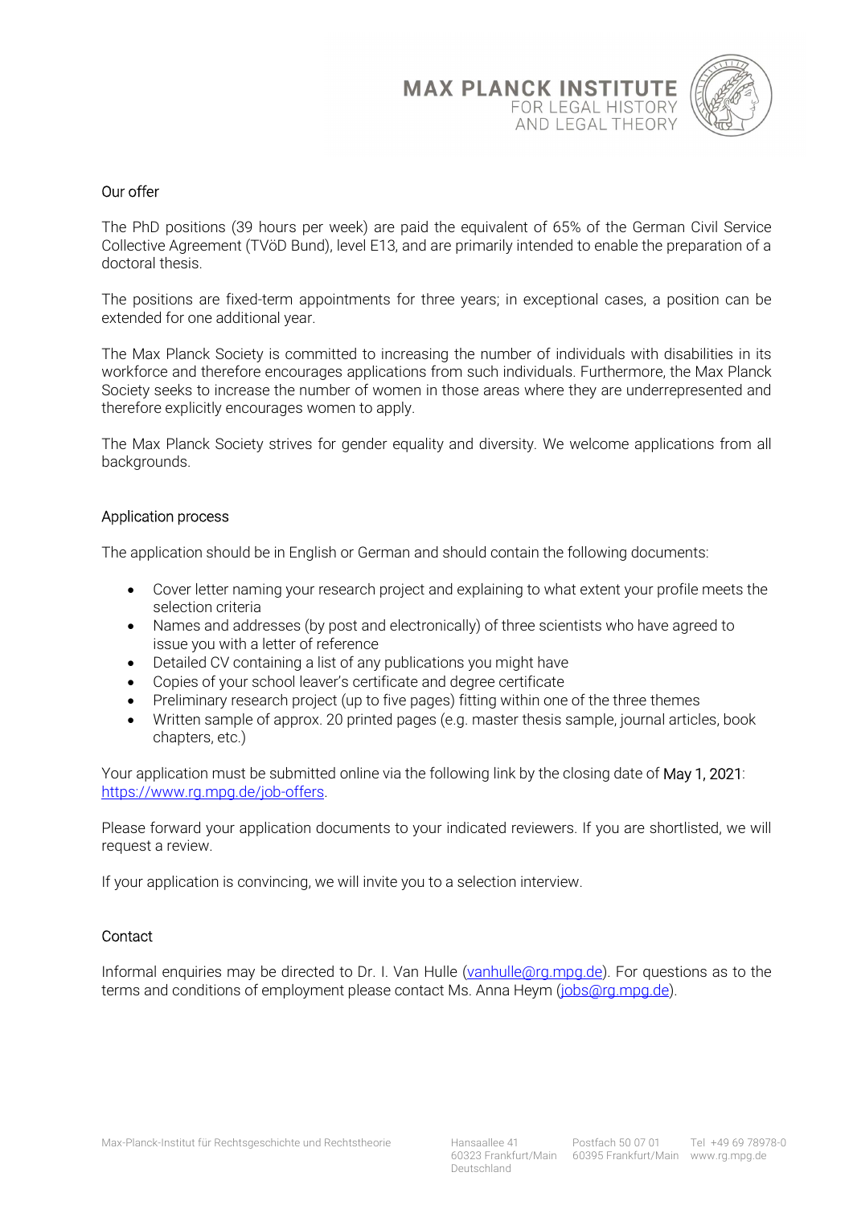## Our offer

The PhD positions (39 hours per week) are paid the equivalent of 65% of the German Civil Service Collective Agreement (TVöD Bund), level E13, and are primarily intended to enable the preparation of a doctoral thesis.

The positions are fixed-term appointments for three years; in exceptional cases, a position can be extended for one additional year.

The Max Planck Society is committed to increasing the number of individuals with disabilities in its workforce and therefore encourages applications from such individuals. Furthermore, the Max Planck Society seeks to increase the number of women in those areas where they are underrepresented and therefore explicitly encourages women to apply.

The Max Planck Society strives for gender equality and diversity. We welcome applications from all backgrounds.

## Application process

The application should be in English or German and should contain the following documents:

- Cover letter naming your research project and explaining to what extent your profile meets the selection criteria
- Names and addresses (by post and electronically) of three scientists who have agreed to issue you with a letter of reference
- Detailed CV containing a list of any publications you might have
- Copies of your school leaver's certificate and degree certificate
- Preliminary research project (up to five pages) fitting within one of the three themes
- Written sample of approx. 20 printed pages (e.g. master thesis sample, journal articles, book chapters, etc.)

Your application must be submitted online via the following link by the closing date of May 1, 2021: https://www.rg.mpg.de/job-offers.

Please forward your application documents to your indicated reviewers. If you are shortlisted, we will request a review.

If your application is convincing, we will invite you to a selection interview.

## Contact

Informal enquiries may be directed to Dr. I. Van Hulle (vanhulle@rg.mpg.de). For questions as to the terms and conditions of employment please contact Ms. Anna Heym (jobs@rg.mpg.de).